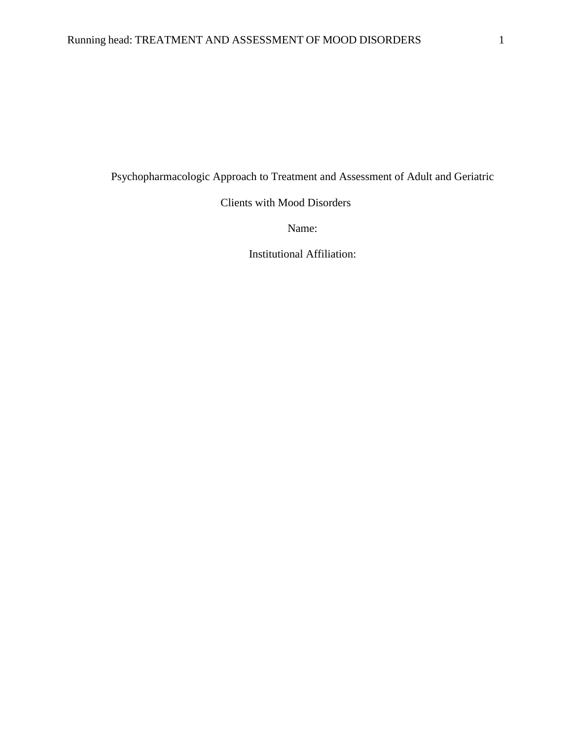Psychopharmacologic Approach to Treatment and Assessment of Adult and Geriatric Clients with Mood Disorders

Name:

Institutional Affiliation: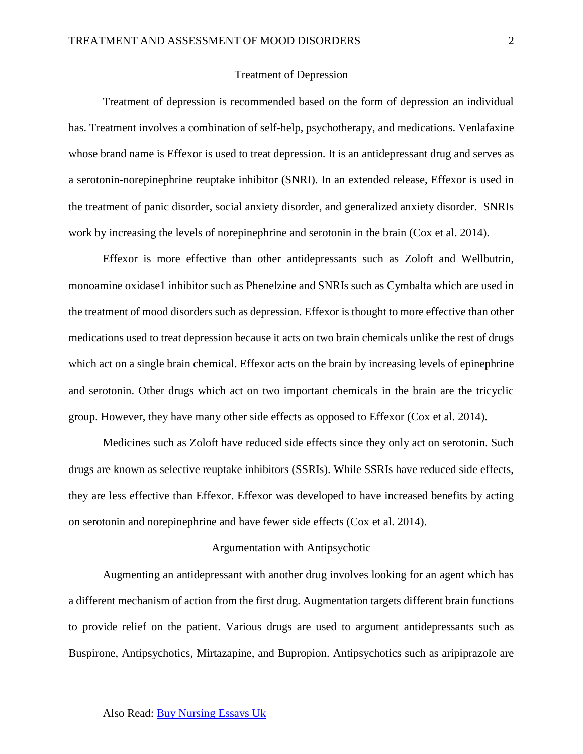## Treatment of Depression

Treatment of depression is recommended based on the form of depression an individual has. Treatment involves a combination of self-help, psychotherapy, and medications. Venlafaxine whose brand name is Effexor is used to treat depression. It is an antidepressant drug and serves as a serotonin-norepinephrine reuptake inhibitor (SNRI). In an extended release, Effexor is used in the treatment of panic disorder, social anxiety disorder, and generalized anxiety disorder. SNRIs work by increasing the levels of norepinephrine and serotonin in the brain (Cox et al. 2014).

Effexor is more effective than other antidepressants such as Zoloft and Wellbutrin, monoamine oxidase1 inhibitor such as Phenelzine and SNRIs such as Cymbalta which are used in the treatment of mood disorders such as depression. Effexor is thought to more effective than other medications used to treat depression because it acts on two brain chemicals unlike the rest of drugs which act on a single brain chemical. Effexor acts on the brain by increasing levels of epinephrine and serotonin. Other drugs which act on two important chemicals in the brain are the tricyclic group. However, they have many other side effects as opposed to Effexor (Cox et al. 2014).

Medicines such as Zoloft have reduced side effects since they only act on serotonin. Such drugs are known as selective reuptake inhibitors (SSRIs). While SSRIs have reduced side effects, they are less effective than Effexor. Effexor was developed to have increased benefits by acting on serotonin and norepinephrine and have fewer side effects (Cox et al. 2014).

## Argumentation with Antipsychotic

Augmenting an antidepressant with another drug involves looking for an agent which has a different mechanism of action from the first drug. Augmentation targets different brain functions to provide relief on the patient. Various drugs are used to argument antidepressants such as Buspirone, Antipsychotics, Mirtazapine, and Bupropion. Antipsychotics such as aripiprazole are

Also Read: [Buy Nursing Essays Uk]()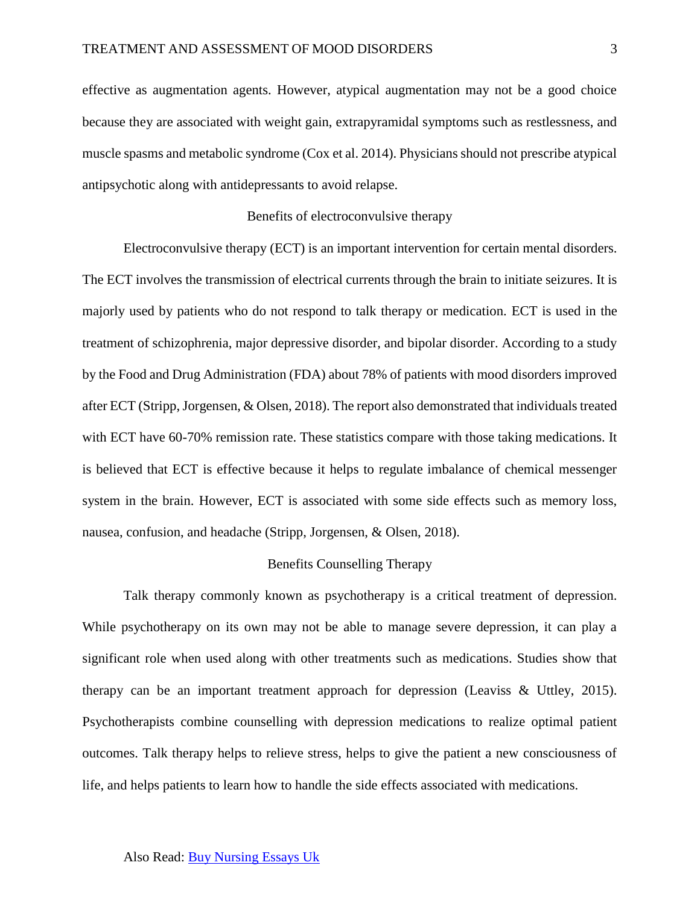effective as augmentation agents. However, atypical augmentation may not be a good choice because they are associated with weight gain, extrapyramidal symptoms such as restlessness, and muscle spasms and metabolic syndrome (Cox et al. 2014). Physicians should not prescribe atypical antipsychotic along with antidepressants to avoid relapse.

## Benefits of electroconvulsive therapy

Electroconvulsive therapy (ECT) is an important intervention for certain mental disorders. The ECT involves the transmission of electrical currents through the brain to initiate seizures. It is majorly used by patients who do not respond to talk therapy or medication. ECT is used in the treatment of schizophrenia, major depressive disorder, and bipolar disorder. According to a study by the Food and Drug Administration (FDA) about 78% of patients with mood disorders improved after ECT (Stripp, Jorgensen, & Olsen, 2018). The report also demonstrated that individuals treated with ECT have 60-70% remission rate. These statistics compare with those taking medications. It is believed that ECT is effective because it helps to regulate imbalance of chemical messenger system in the brain. However, ECT is associated with some side effects such as memory loss, nausea, confusion, and headache (Stripp, Jorgensen, & Olsen, 2018).

## Benefits Counselling Therapy

Talk therapy commonly known as psychotherapy is a critical treatment of depression. While psychotherapy on its own may not be able to manage severe depression, it can play a significant role when used along with other treatments such as medications. Studies show that therapy can be an important treatment approach for depression (Leaviss & Uttley, 2015). Psychotherapists combine counselling with depression medications to realize optimal patient outcomes. Talk therapy helps to relieve stress, helps to give the patient a new consciousness of life, and helps patients to learn how to handle the side effects associated with medications.

Also Read: [Buy Nursing Essays Uk]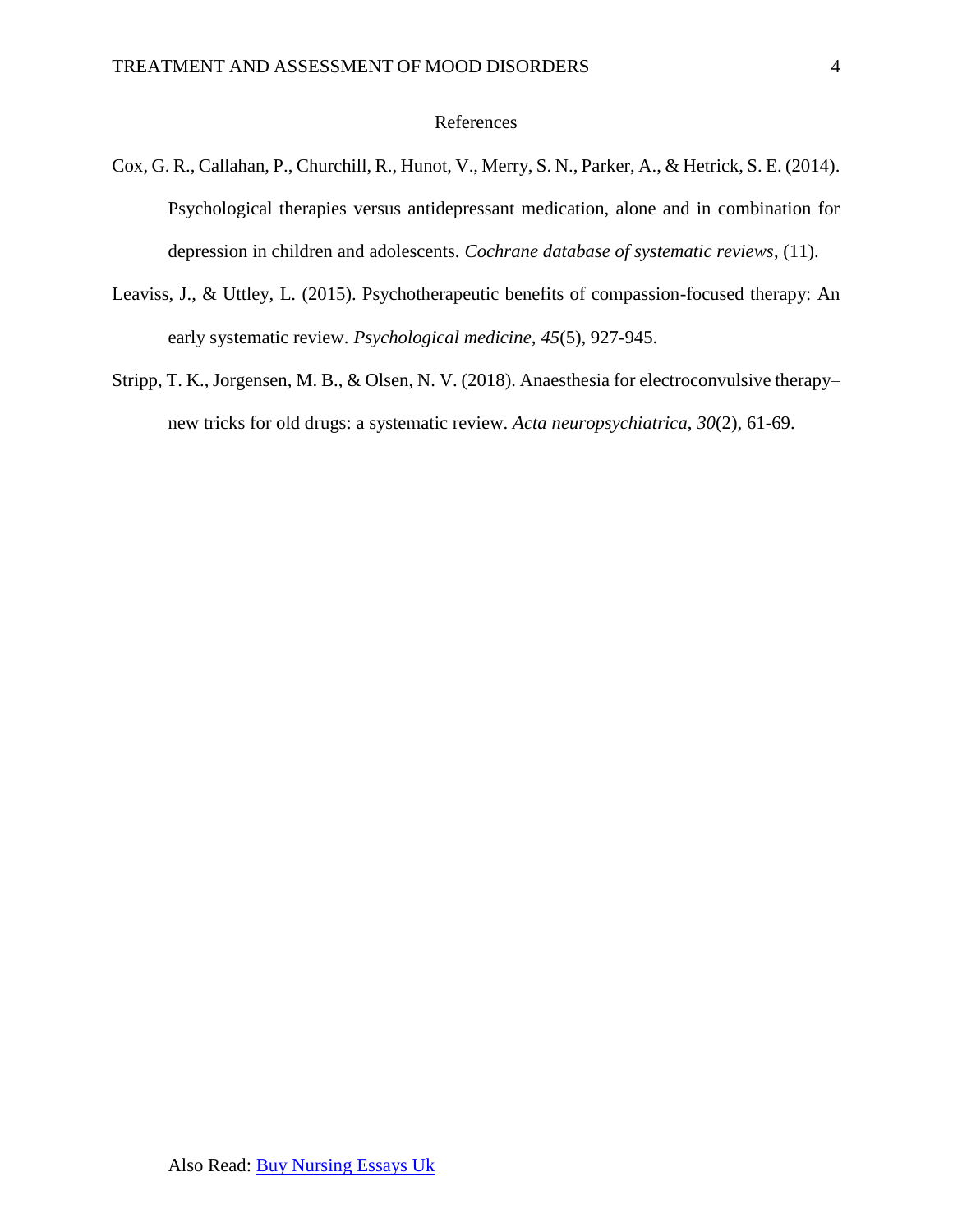# References

Cox, G. R., Callahan, P., Churchill, R., Hunot, V., Merry, S. N., Parker, A., & Hetrick, S. E. (2014). Psychological therapies versus antidepressant medication, alone and in combination for depression in children and adolescents. *Cochrane database of systematic reviews*, (11).

Leaviss, J., & Uttley, L. (2015). Psychotherapeutic benefits of compassion-focused therapy: An early systematic review. *Psychological medicine*, *45*(5), 927-945.

Stripp, T. K., Jorgensen, M. B., & Olsen, N. V. (2018). Anaesthesia for electroconvulsive therapy–new tricks for old drugs: a systematic review. *Acta neuropsychiatrica*, *30*(2), 61-69.

Also Read: [Buy Nursing Essays Uk]